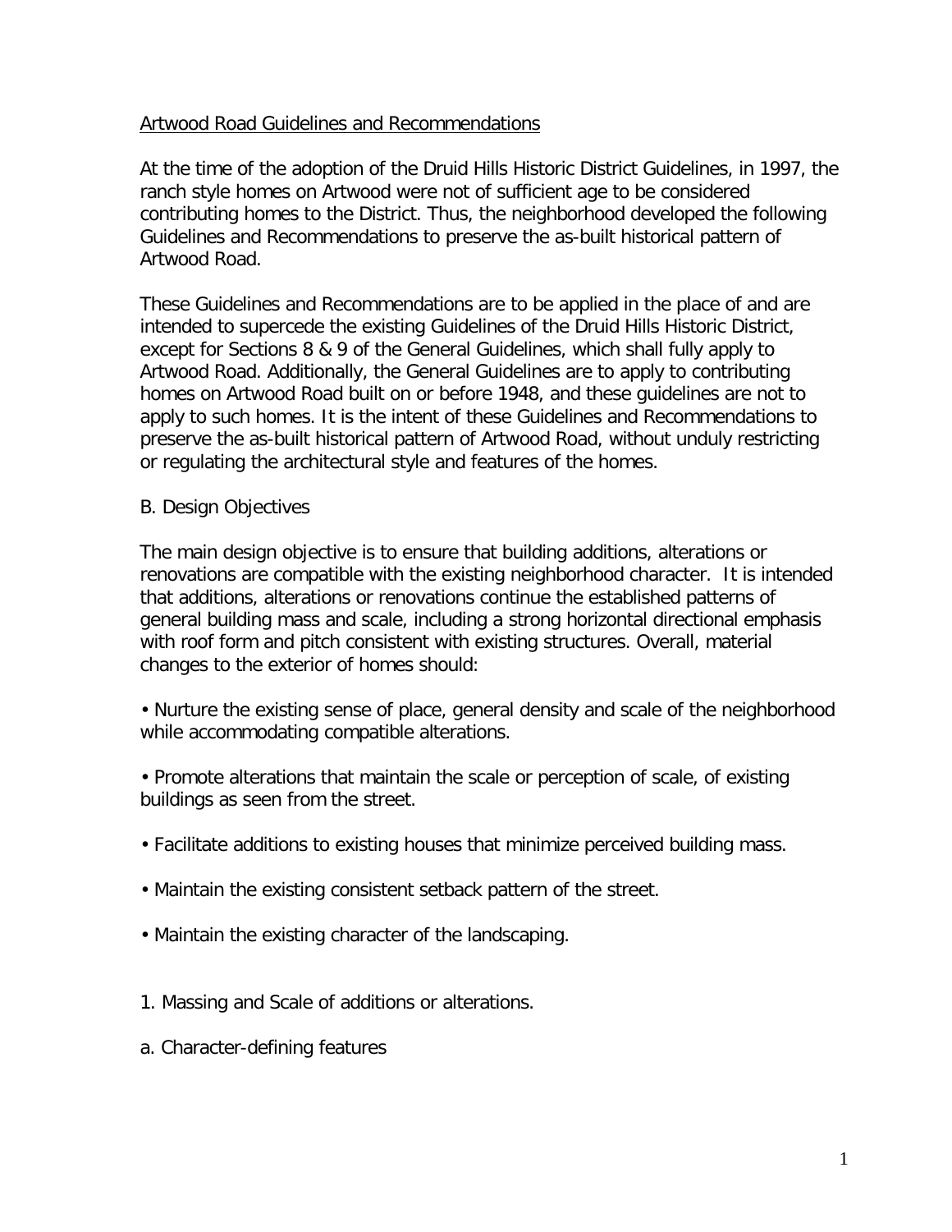## Artwood Road Guidelines and Recommendations

At the time of the adoption of the Druid Hills Historic District Guidelines, in 1997, the ranch style homes on Artwood were not of sufficient age to be considered contributing homes to the District. Thus, the neighborhood developed the following Guidelines and Recommendations to preserve the as-built historical pattern of Artwood Road.

These Guidelines and Recommendations are to be applied in the place of and are intended to supercede the existing Guidelines of the Druid Hills Historic District, except for Sections 8 & 9 of the General Guidelines, which shall fully apply to Artwood Road. Additionally, the General Guidelines are to apply to contributing homes on Artwood Road built on or before 1948, and these guidelines are not to apply to such homes. It is the intent of these Guidelines and Recommendations to preserve the as-built historical pattern of Artwood Road, without unduly restricting or regulating the architectural style and features of the homes.

### B. Design Objectives

The main design objective is to ensure that building additions, alterations or renovations are compatible with the existing neighborhood character. It is intended that additions, alterations or renovations continue the established patterns of general building mass and scale, including a strong horizontal directional emphasis with roof form and pitch consistent with existing structures. Overall, material changes to the exterior of homes should:

- Nurture the existing sense of place, general density and scale of the neighborhood while accommodating compatible alterations.
- Promote alterations that maintain the scale or perception of scale, of existing buildings as seen from the street.
- Facilitate additions to existing houses that minimize perceived building mass.
- Maintain the existing consistent setback pattern of the street.
- Maintain the existing character of the landscaping.

1. Massing and Scale of additions or alterations.

a. Character-defining features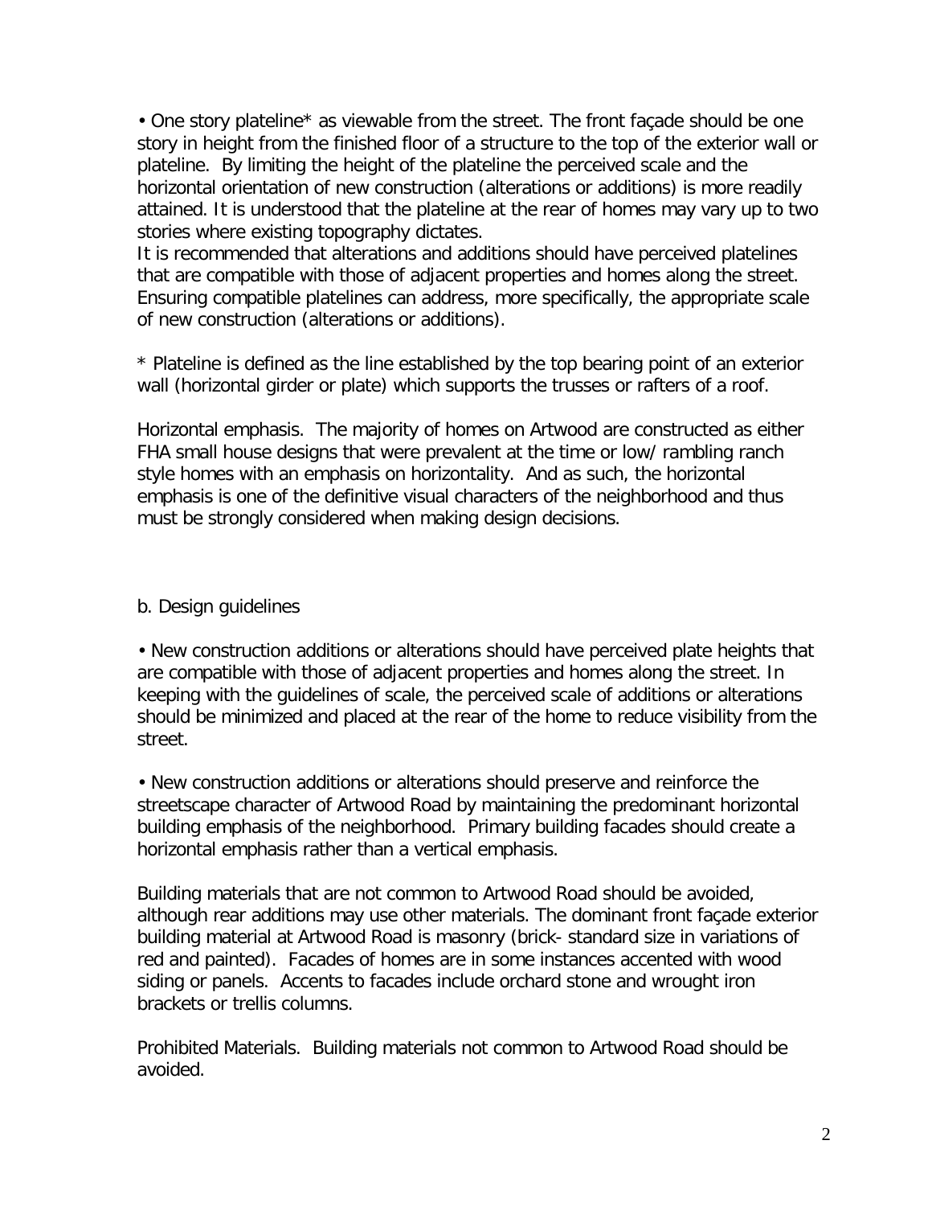• One story plateline* as viewable from the street. The front façade should be one story in height from the finished floor of a structure to the top of the exterior wall or plateline. By limiting the height of the plateline the perceived scale and the horizontal orientation of new construction (alterations or additions) is more readily attained. It is understood that the plateline at the rear of homes may vary up to two stories where existing topography dictates.
It is recommended that alterations and additions should have perceived platelines that are compatible with those of adjacent properties and homes along the street. Ensuring compatible platelines can address, more specifically, the appropriate scale of new construction (alterations or additions).

* Plateline is defined as the line established by the top bearing point of an exterior wall (horizontal girder or plate) which supports the trusses or rafters of a roof.

Horizontal emphasis. The majority of homes on Artwood are constructed as either FHA small house designs that were prevalent at the time or low/ rambling ranch style homes with an emphasis on horizontality. And as such, the horizontal emphasis is one of the definitive visual characters of the neighborhood and thus must be strongly considered when making design decisions.

b. Design guidelines

• New construction additions or alterations should have perceived plate heights that are compatible with those of adjacent properties and homes along the street. In keeping with the guidelines of scale, the perceived scale of additions or alterations should be minimized and placed at the rear of the home to reduce visibility from the street.

• New construction additions or alterations should preserve and reinforce the streetscape character of Artwood Road by maintaining the predominant horizontal building emphasis of the neighborhood. Primary building facades should create a horizontal emphasis rather than a vertical emphasis.

Building materials that are not common to Artwood Road should be avoided, although rear additions may use other materials. The dominant front façade exterior building material at Artwood Road is masonry (brick- standard size in variations of red and painted). Facades of homes are in some instances accented with wood siding or panels. Accents to facades include orchard stone and wrought iron brackets or trellis columns.

Prohibited Materials. Building materials not common to Artwood Road should be avoided.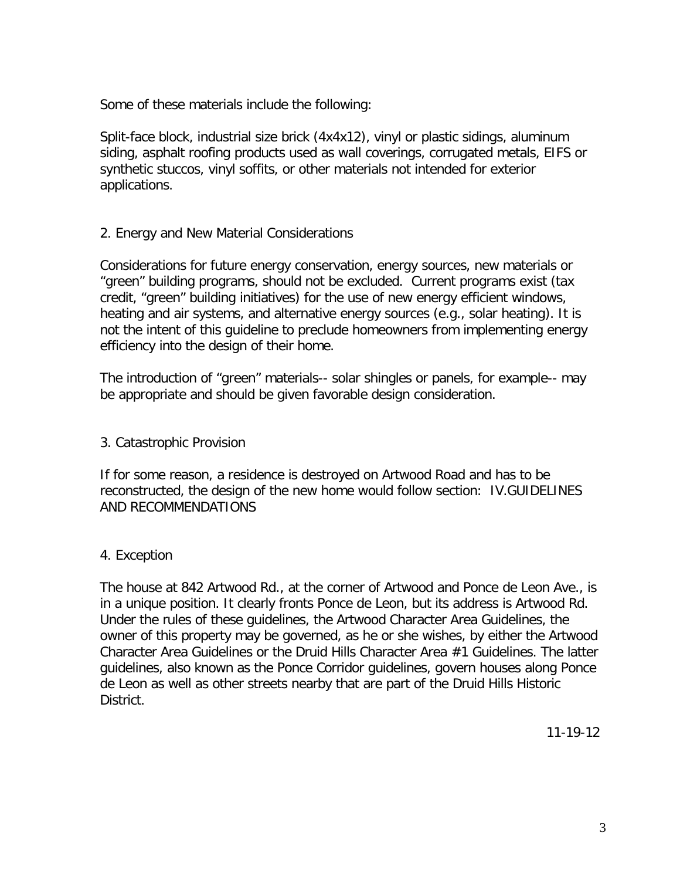Some of these materials include the following:

Split-face block, industrial size brick (4x4x12), vinyl or plastic sidings, aluminum siding, asphalt roofing products used as wall coverings, corrugated metals, EIFS or synthetic stuccos, vinyl soffits, or other materials not intended for exterior applications.

## 2. Energy and New Material Considerations

Considerations for future energy conservation, energy sources, new materials or "green" building programs, should not be excluded. Current programs exist (tax credit, "green" building initiatives) for the use of new energy efficient windows, heating and air systems, and alternative energy sources (e.g., solar heating). It is not the intent of this guideline to preclude homeowners from implementing energy efficiency into the design of their home.

The introduction of "green" materials-- solar shingles or panels, for example-- may be appropriate and should be given favorable design consideration.

## 3. Catastrophic Provision

If for some reason, a residence is destroyed on Artwood Road and has to be reconstructed, the design of the new home would follow section: IV.GUIDELINES AND RECOMMENDATIONS

## 4. Exception

The house at 842 Artwood Rd., at the corner of Artwood and Ponce de Leon Ave., is in a unique position. It clearly fronts Ponce de Leon, but its address is Artwood Rd. Under the rules of these guidelines, the Artwood Character Area Guidelines, the owner of this property may be governed, as he or she wishes, by either the Artwood Character Area Guidelines or the Druid Hills Character Area #1 Guidelines. The latter guidelines, also known as the Ponce Corridor guidelines, govern houses along Ponce de Leon as well as other streets nearby that are part of the Druid Hills Historic District.

11-19-12